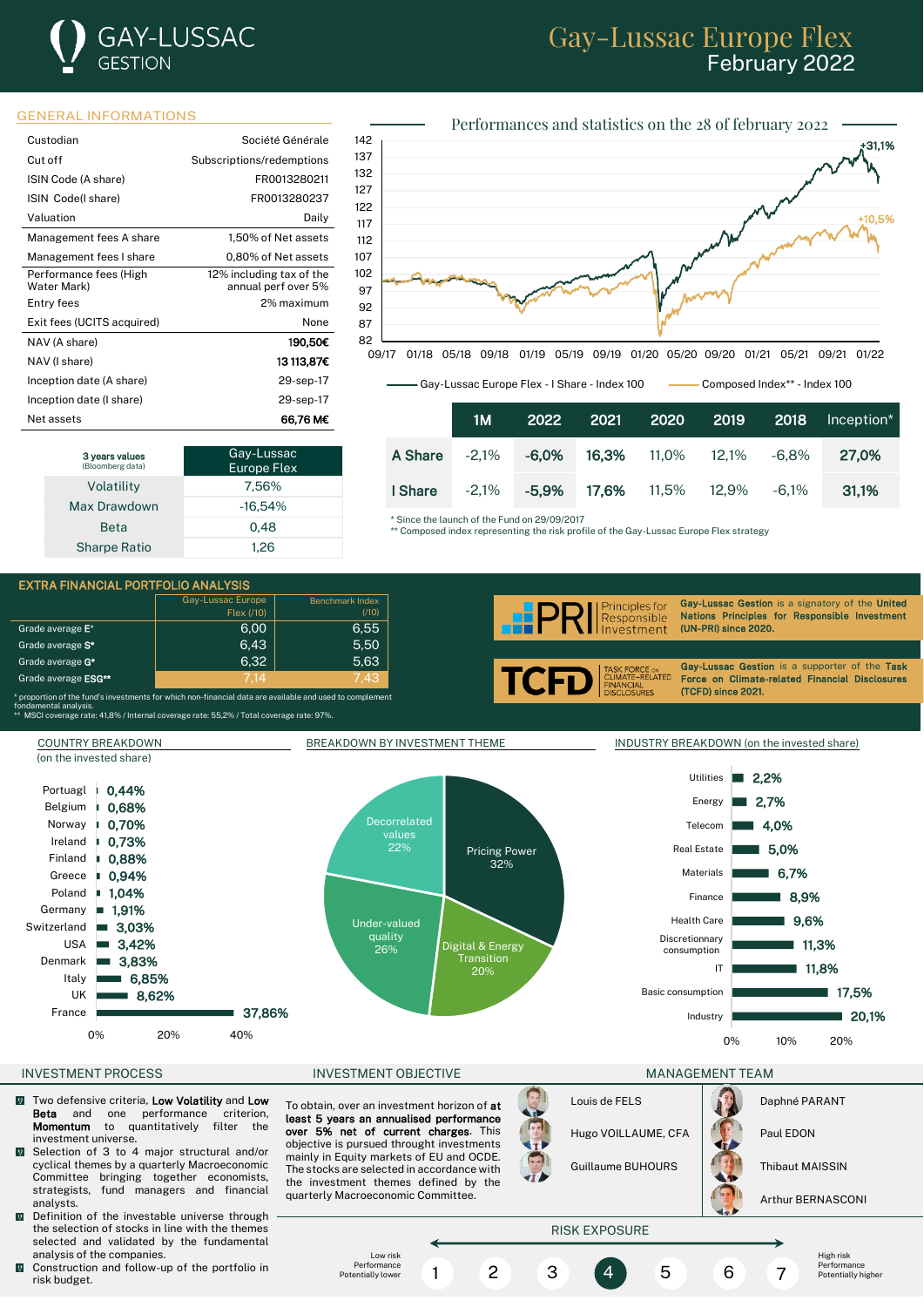# Gay-Lussac Europe Flex
## February 2022

GAY-LUSSAC GESTION

## GENERAL INFORMATIONS

| | |
|---|---|
| Custodian | Société Générale |
| Cut off | Subscriptions/redemptions |
| ISIN Code (A share) | FR0013280211 |
| ISIN Code(I share) | FR0013280237 |
| Valuation | Daily |
| Management fees A share | 1,50% of Net assets |
| Management fees I share | 0,80% of Net assets |
| Performance fees (High Water Mark) | 12% including tax of the annual perf over 5% |
| Entry fees | 2% maximum |
| Exit fees (UCITS acquired) | None |
| NAV (A share) | **190,50€** |
| NAV (I share) | **13 113,87€** |
| Inception date (A share) | 29-sep-17 |
| Inception date (I share) | 29-sep-17 |
| Net assets | **66,76 M€** |

| 3 years values (Bloomberg data) | Gay-Lussac Europe Flex |
|---|---|
| Volatility | 7,56% |
| Max Drawdown | -16,54% |
| Beta | 0,48 |
| Sharpe Ratio | 1,26 |

## Performances and statistics on the 28 of february 2022

Gay-Lussac Europe Flex - I Share - Index 100: +31,1%
Composed Index** - Index 100: +10,5%

| | 1M | 2022 | 2021 | 2020 | 2019 | 2018 | Inception* |
|---|---|---|---|---|---|---|---|
| A Share | -2,1% | **-6,0%** | **16,3%** | 11,0% | 12,1% | -6,8% | **27,0%** |
| I Share | -2,1% | **-5,9%** | **17,6%** | 11,5% | 12,9% | -6,1% | **31,1%** |

\* Since the launch of the Fund on 29/09/2017
\** Composed index representing the risk profile of the Gay-Lussac Europe Flex strategy

## EXTRA FINANCIAL PORTFOLIO ANALYSIS

| | Gay-Lussac Europe Flex (/10) | Benchmark Index (/10) |
|---|---|---|
| Grade average E* | 6,00 | 6,55 |
| Grade average S* | 6,43 | 5,50 |
| Grade average G* | 6,32 | 5,63 |
| Grade average ESG** | 7,14 | 7,43 |

\* proportion of the fund's investments for which non-financial data are available and used to complement fondamental analysis.
\** MSCI coverage rate: 41,8% / Internal coverage rate: 55,2% / Total coverage rate: 97%.

**Gay-Lussac Gestion** is a signatory of the **United Nations Principles for Responsible Investment (UN-PRI) since 2020.**

**Gay-Lussac Gestion** is a supporter of the **Task Force on Climate-related Financial Disclosures (TCFD) since 2021.**

## COUNTRY BREAKDOWN
(on the invested share)

| Country | % |
|---|---|
| Portugal | 0,44% |
| Belgium | 0,68% |
| Norway | 0,70% |
| Ireland | 0,73% |
| Finland | 0,88% |
| Greece | 0,94% |
| Poland | 1,04% |
| Germany | 1,91% |
| Switzerland | 3,03% |
| USA | 3,42% |
| Denmark | 3,83% |
| Italy | 6,85% |
| UK | 8,62% |
| France | 37,86% |

## BREAKDOWN BY INVESTMENT THEME

| Theme | % |
|---|---|
| Pricing Power | 32% |
| Digital & Energy Transition | 20% |
| Under-valued quality | 26% |
| Decorrelated values | 22% |

## INDUSTRY BREAKDOWN (on the invested share)

| Industry | % |
|---|---|
| Utilities | 2,2% |
| Energy | 2,7% |
| Telecom | 4,0% |
| Real Estate | 5,0% |
| Materials | 6,7% |
| Finance | 8,9% |
| Health Care | 9,6% |
| Discretionary consumption | 11,3% |
| IT | 11,8% |
| Basic consumption | 17,5% |
| Industry | 20,1% |

## INVESTMENT PROCESS

- Two defensive criteria, **Low Volatility** and **Low Beta** and one performance criterion, **Momentum** to quantitatively filter the investment universe.
- Selection of 3 to 4 major structural and/or cyclical themes by a quarterly Macroeconomic Committee bringing together economists, strategists, fund managers and financial analysts.
- Definition of the investable universe through the selection of stocks in line with the themes selected and validated by the fundamental analysis of the companies.
- Construction and follow-up of the portfolio in risk budget.

## INVESTMENT OBJECTIVE

To obtain, over an investment horizon of **at least 5 years an annualised performance over 5% net of current charges**. This objective is pursued throught investments mainly in Equity markets of EU and OCDE. The stocks are selected in accordance with the investment themes defined by the quarterly Macroeconomic Committee.

## MANAGEMENT TEAM

- Louis de FELS
- Hugo VOILLAUME, CFA
- Guillaume BUHOURS
- Daphné PARANT
- Paul EDON
- Thibaut MAISSIN
- Arthur BERNASCONI

## RISK EXPOSURE

Low risk, Performance Potentially lower — 1 2 3 **4** 5 6 7 — High risk, Performance Potentially higher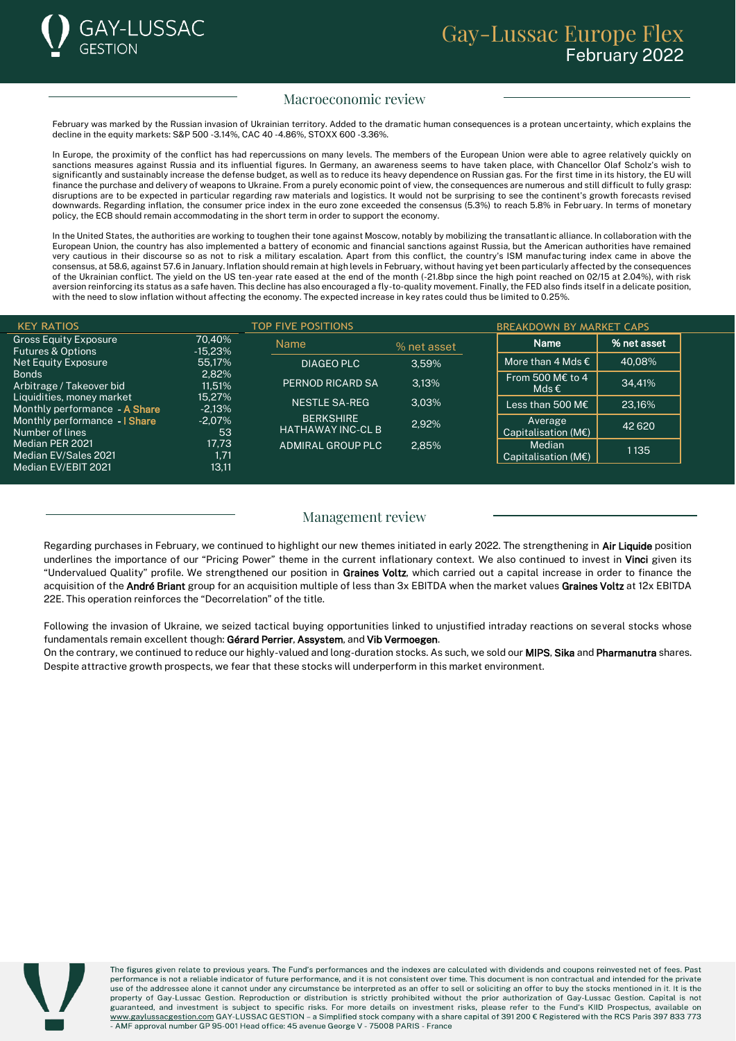# Gay-Lussac Europe Flex
February 2022

## Macroeconomic review

February was marked by the Russian invasion of Ukrainian territory. Added to the dramatic human consequences is a protean uncertainty, which explains the decline in the equity markets: S&P 500 -3.14%, CAC 40 -4.86%, STOXX 600 -3.36%.

In Europe, the proximity of the conflict has had repercussions on many levels. The members of the European Union were able to agree relatively quickly on sanctions measures against Russia and its influential figures. In Germany, an awareness seems to have taken place, with Chancellor Olaf Scholz's wish to significantly and sustainably increase the defense budget, as well as to reduce its heavy dependence on Russian gas. For the first time in its history, the EU will finance the purchase and delivery of weapons to Ukraine. From a purely economic point of view, the consequences are numerous and still difficult to fully grasp: disruptions are to be expected in particular regarding raw materials and logistics. It would not be surprising to see the continent's growth forecasts revised downwards. Regarding inflation, the consumer price index in the euro zone exceeded the consensus (5.3%) to reach 5.8% in February. In terms of monetary policy, the ECB should remain accommodating in the short term in order to support the economy.

In the United States, the authorities are working to toughen their tone against Moscow, notably by mobilizing the transatlantic alliance. In collaboration with the European Union, the country has also implemented a battery of economic and financial sanctions against Russia, but the American authorities have remained very cautious in their discourse so as not to risk a military escalation. Apart from this conflict, the country's ISM manufacturing index came in above the consensus, at 58.6, against 57.6 in January. Inflation should remain at high levels in February, without having yet been particularly affected by the consequences of the Ukrainian conflict. The yield on the US ten-year rate eased at the end of the month (-21.8bp since the high point reached on 02/15 at 2.04%), with risk aversion reinforcing its status as a safe haven. This decline has also encouraged a fly-to-quality movement. Finally, the FED also finds itself in a delicate position, with the need to slow inflation without affecting the economy. The expected increase in key rates could thus be limited to 0.25%.

### KEY RATIOS

| | |
|---|---|
| Gross Equity Exposure | 70,40% |
| Futures & Options | -15,23% |
| Net Equity Exposure | 55,17% |
| Bonds | 2,82% |
| Arbitrage / Takeover bid | 11,51% |
| Liquidities, money market | 15,27% |
| Monthly performance - A Share | -2,13% |
| Monthly performance - I Share | -2,07% |
| Number of lines | 53 |
| Median PER 2021 | 17,73 |
| Median EV/Sales 2021 | 1,71 |
| Median EV/EBIT 2021 | 13,11 |

### TOP FIVE POSITIONS

| Name | % net asset |
|---|---|
| DIAGEO PLC | 3,59% |
| PERNOD RICARD SA | 3,13% |
| NESTLE SA-REG | 3,03% |
| BERKSHIRE HATHAWAY INC-CL B | 2,92% |
| ADMIRAL GROUP PLC | 2,85% |

### BREAKDOWN BY MARKET CAPS

| Name | % net asset |
|---|---|
| More than 4 Mds € | 40,08% |
| From 500 M€ to 4 Mds € | 34,41% |
| Less than 500 M€ | 23,16% |
| Average Capitalisation (M€) | 42 620 |
| Median Capitalisation (M€) | 1 135 |

## Management review

Regarding purchases in February, we continued to highlight our new themes initiated in early 2022. The strengthening in **Air Liquide** position underlines the importance of our "Pricing Power" theme in the current inflationary context. We also continued to invest in **Vinci** given its "Undervalued Quality" profile. We strengthened our position in **Graines Voltz**, which carried out a capital increase in order to finance the acquisition of the **André Briant** group for an acquisition multiple of less than 3x EBITDA when the market values **Graines Voltz** at 12x EBITDA 22E. This operation reinforces the "Decorrelation" of the title.

Following the invasion of Ukraine, we seized tactical buying opportunities linked to unjustified intraday reactions on several stocks whose fundamentals remain excellent though: **Gérard Perrier**, **Assystem**, and **Vib Vermoegen**.
On the contrary, we continued to reduce our highly-valued and long-duration stocks. As such, we sold our **MIPS**, **Sika** and **Pharmanutra** shares. Despite attractive growth prospects, we fear that these stocks will underperform in this market environment.

The figures given relate to previous years. The Fund's performances and the indexes are calculated with dividends and coupons reinvested net of fees. Past performance is not a reliable indicator of future performance, and it is not consistent over time. This document is non contractual and intended for the private use of the addressee alone it cannot under any circumstance be interpreted as an offer to sell or soliciting an offer to buy the stocks mentioned in it. It is the property of Gay-Lussac Gestion. Reproduction or distribution is strictly prohibited without the prior authorization of Gay-Lussac Gestion. Capital is not guaranteed, and investment is subject to specific risks. For more details on investment risks, please refer to the Fund's KIID Prospectus, available on www.gaylussacgestion.com GAY-LUSSAC GESTION – a Simplified stock company with a share capital of 391 200 € Registered with the RCS Paris 397 833 773 - AMF approval number GP 95-001 Head office: 45 avenue George V - 75008 PARIS - France